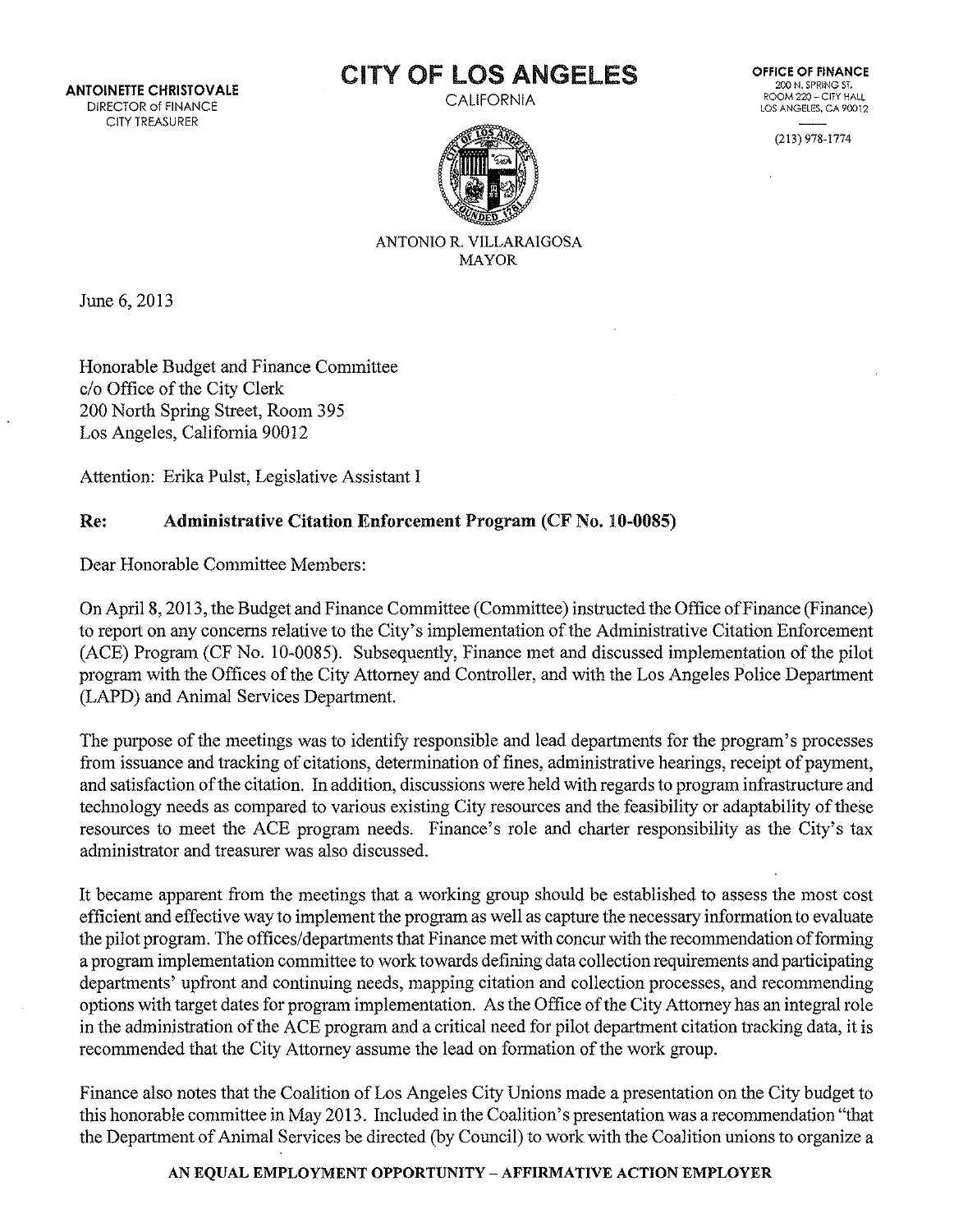**ANTOINETTE CHRISTOVALE**
DIRECTOR of FINANCE
CITY TREASURER

# CITY OF LOS ANGELES

CALIFORNIA

ANTONIO R. VILLARAIGOSA
MAYOR

**OFFICE OF FINANCE**
200 N. SPRING ST.
ROOM 220 – CITY HALL
LOS ANGELES, CA 90012

(213) 978-1774

June 6, 2013

Honorable Budget and Finance Committee
c/o Office of the City Clerk
200 North Spring Street, Room 395
Los Angeles, California 90012

Attention: Erika Pulst, Legislative Assistant I

**Re: Administrative Citation Enforcement Program (CF No. 10-0085)**

Dear Honorable Committee Members:

On April 8, 2013, the Budget and Finance Committee (Committee) instructed the Office of Finance (Finance) to report on any concerns relative to the City's implementation of the Administrative Citation Enforcement (ACE) Program (CF No. 10-0085). Subsequently, Finance met and discussed implementation of the pilot program with the Offices of the City Attorney and Controller, and with the Los Angeles Police Department (LAPD) and Animal Services Department.

The purpose of the meetings was to identify responsible and lead departments for the program's processes from issuance and tracking of citations, determination of fines, administrative hearings, receipt of payment, and satisfaction of the citation. In addition, discussions were held with regards to program infrastructure and technology needs as compared to various existing City resources and the feasibility or adaptability of these resources to meet the ACE program needs. Finance's role and charter responsibility as the City's tax administrator and treasurer was also discussed.

It became apparent from the meetings that a working group should be established to assess the most cost efficient and effective way to implement the program as well as capture the necessary information to evaluate the pilot program. The offices/departments that Finance met with concur with the recommendation of forming a program implementation committee to work towards defining data collection requirements and participating departments' upfront and continuing needs, mapping citation and collection processes, and recommending options with target dates for program implementation. As the Office of the City Attorney has an integral role in the administration of the ACE program and a critical need for pilot department citation tracking data, it is recommended that the City Attorney assume the lead on formation of the work group.

Finance also notes that the Coalition of Los Angeles City Unions made a presentation on the City budget to this honorable committee in May 2013. Included in the Coalition's presentation was a recommendation "that the Department of Animal Services be directed (by Council) to work with the Coalition unions to organize a

**AN EQUAL EMPLOYMENT OPPORTUNITY – AFFIRMATIVE ACTION EMPLOYER**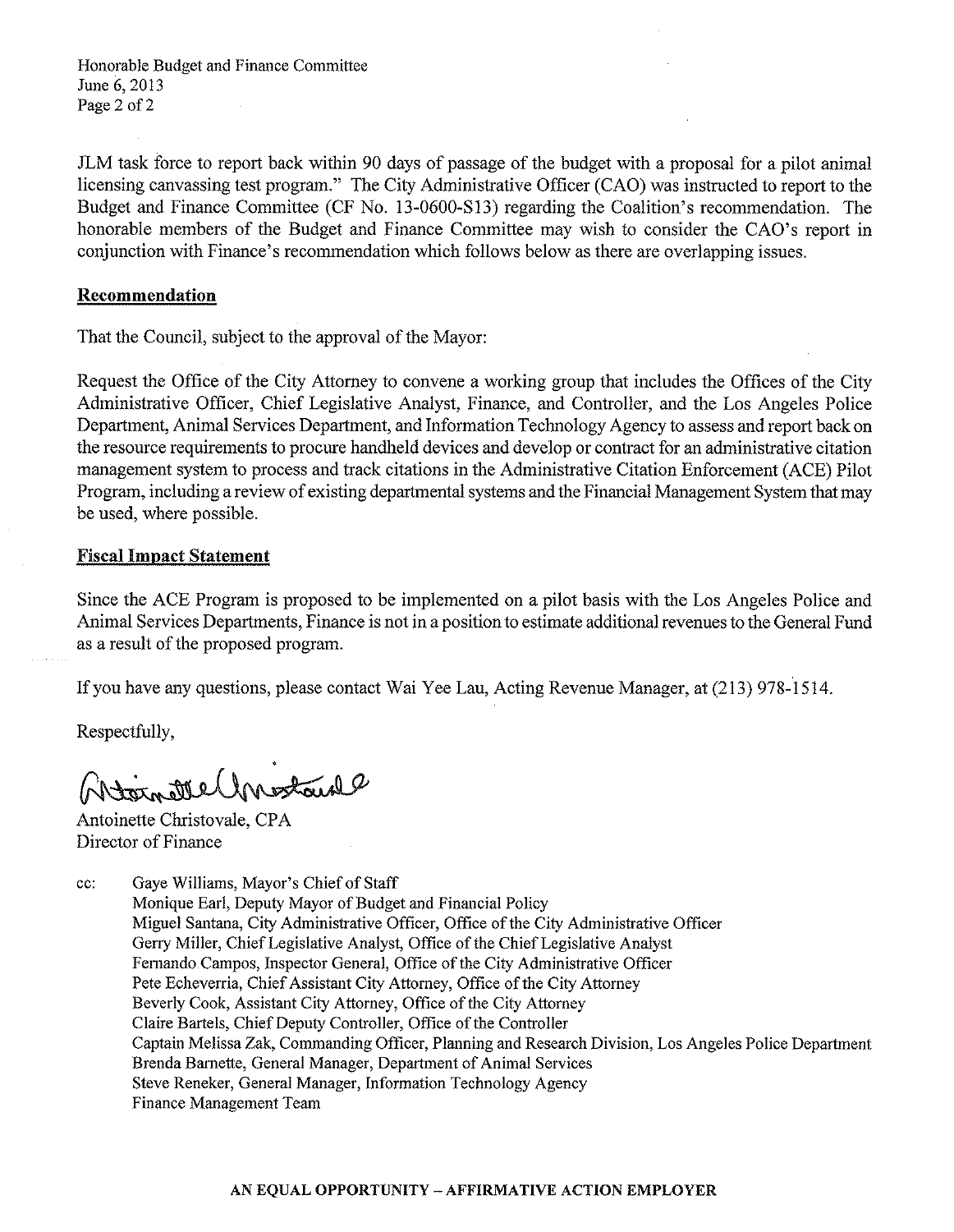JLM task force to report back within 90 days of passage of the budget with a proposal for a pilot animal licensing canvassing test program." The City Administrative Officer (CAO) was instructed to report to the Budget and Finance Committee (CF No. 13-0600-S13) regarding the Coalition's recommendation. The honorable members of the Budget and Finance Committee may wish to consider the CAO's report in conjunction with Finance's recommendation which follows below as there are overlapping issues.

**Recommendation**

That the Council, subject to the approval of the Mayor:

Request the Office of the City Attorney to convene a working group that includes the Offices of the City Administrative Officer, Chief Legislative Analyst, Finance, and Controller, and the Los Angeles Police Department, Animal Services Department, and Information Technology Agency to assess and report back on the resource requirements to procure handheld devices and develop or contract for an administrative citation management system to process and track citations in the Administrative Citation Enforcement (ACE) Pilot Program, including a review of existing departmental systems and the Financial Management System that may be used, where possible.

**Fiscal Impact Statement**

Since the ACE Program is proposed to be implemented on a pilot basis with the Los Angeles Police and Animal Services Departments, Finance is not in a position to estimate additional revenues to the General Fund as a result of the proposed program.

If you have any questions, please contact Wai Yee Lau, Acting Revenue Manager, at (213) 978-1514.

Respectfully,

Antoinette Christovale

Antoinette Christovale, CPA
Director of Finance

cc: Gaye Williams, Mayor's Chief of Staff
Monique Earl, Deputy Mayor of Budget and Financial Policy
Miguel Santana, City Administrative Officer, Office of the City Administrative Officer
Gerry Miller, Chief Legislative Analyst, Office of the Chief Legislative Analyst
Fernando Campos, Inspector General, Office of the City Administrative Officer
Pete Echeverria, Chief Assistant City Attorney, Office of the City Attorney
Beverly Cook, Assistant City Attorney, Office of the City Attorney
Claire Bartels, Chief Deputy Controller, Office of the Controller
Captain Melissa Zak, Commanding Officer, Planning and Research Division, Los Angeles Police Department
Brenda Barnette, General Manager, Department of Animal Services
Steve Reneker, General Manager, Information Technology Agency
Finance Management Team

**AN EQUAL OPPORTUNITY – AFFIRMATIVE ACTION EMPLOYER**